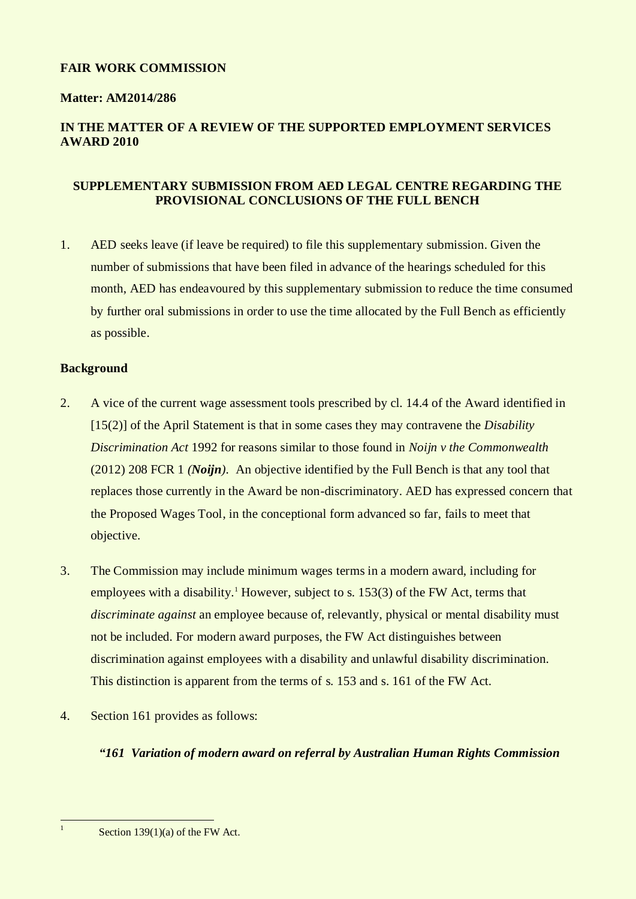**FAIR WORK COMMISSION**

**Matter: AM2014/286**

**IN THE MATTER OF A REVIEW OF THE SUPPORTED EMPLOYMENT SERVICES AWARD 2010**

**SUPPLEMENTARY SUBMISSION FROM AED LEGAL CENTRE REGARDING THE PROVISIONAL CONCLUSIONS OF THE FULL BENCH**

1. AED seeks leave (if leave be required) to file this supplementary submission. Given the number of submissions that have been filed in advance of the hearings scheduled for this month, AED has endeavoured by this supplementary submission to reduce the time consumed by further oral submissions in order to use the time allocated by the Full Bench as efficiently as possible.

**Background**

2. A vice of the current wage assessment tools prescribed by cl. 14.4 of the Award identified in [15(2)] of the April Statement is that in some cases they may contravene the *Disability Discrimination Act* 1992 for reasons similar to those found in *Noijn v the Commonwealth* (2012) 208 FCR 1 *(**Noijn**)*. An objective identified by the Full Bench is that any tool that replaces those currently in the Award be non-discriminatory. AED has expressed concern that the Proposed Wages Tool, in the conceptional form advanced so far, fails to meet that objective.

3. The Commission may include minimum wages terms in a modern award, including for employees with a disability.[1] However, subject to s. 153(3) of the FW Act, terms that *discriminate against* an employee because of, relevantly, physical or mental disability must not be included. For modern award purposes, the FW Act distinguishes between discrimination against employees with a disability and unlawful disability discrimination. This distinction is apparent from the terms of s. 153 and s. 161 of the FW Act.

4. Section 161 provides as follows:

***"161 Variation of modern award on referral by Australian Human Rights Commission***

[1] Section 139(1)(a) of the FW Act.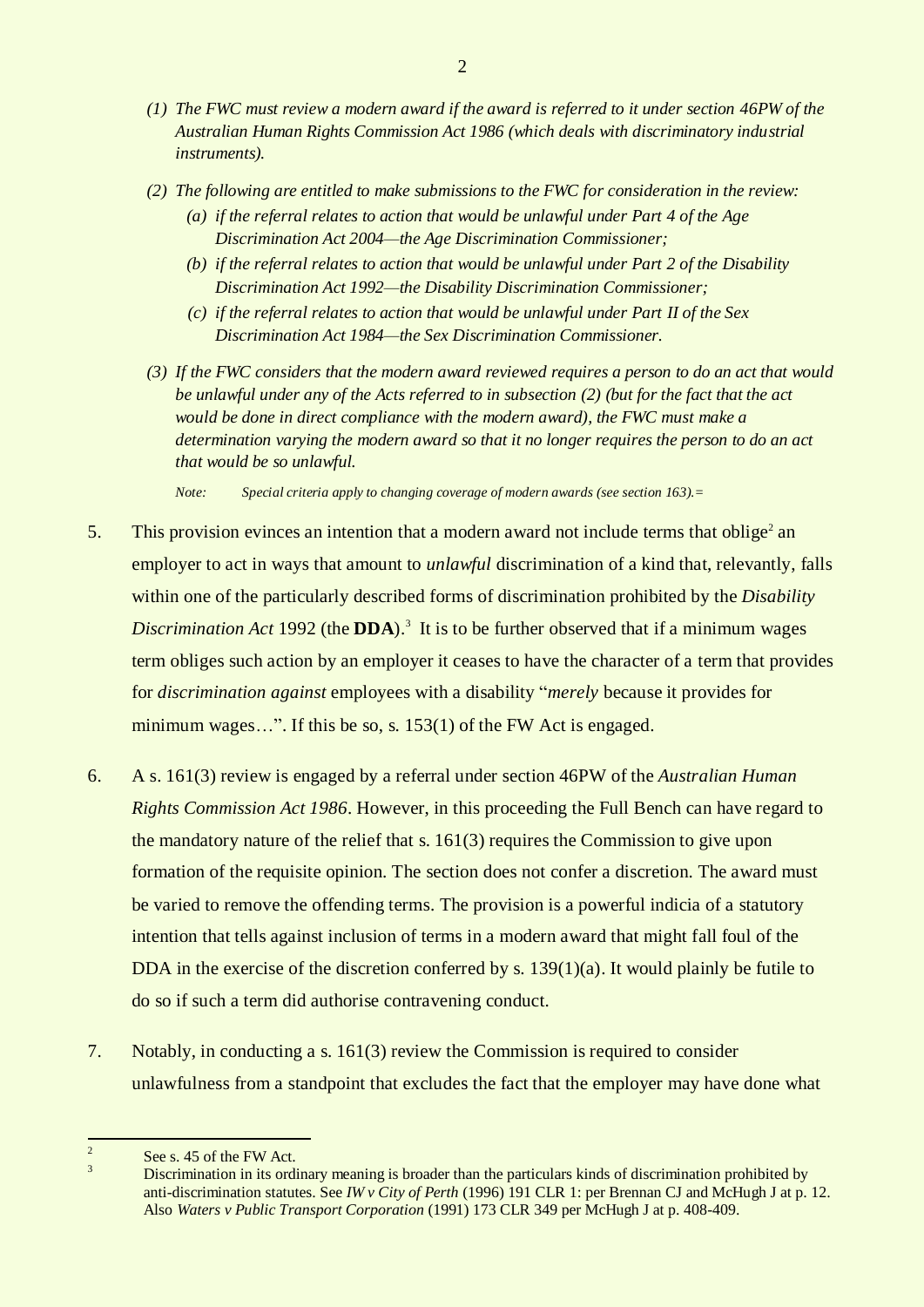> *(1) The FWC must review a modern award if the award is referred to it under section 46PW of the Australian Human Rights Commission Act 1986 (which deals with discriminatory industrial instruments).*
>
> *(2) The following are entitled to make submissions to the FWC for consideration in the review:*
>
> > *(a) if the referral relates to action that would be unlawful under Part 4 of the Age Discrimination Act 2004—the Age Discrimination Commissioner;*
> >
> > *(b) if the referral relates to action that would be unlawful under Part 2 of the Disability Discrimination Act 1992—the Disability Discrimination Commissioner;*
> >
> > *(c) if the referral relates to action that would be unlawful under Part II of the Sex Discrimination Act 1984—the Sex Discrimination Commissioner.*
>
> *(3) If the FWC considers that the modern award reviewed requires a person to do an act that would be unlawful under any of the Acts referred to in subsection (2) (but for the fact that the act would be done in direct compliance with the modern award), the FWC must make a determination varying the modern award so that it no longer requires the person to do an act that would be so unlawful.*
>
> *Note: Special criteria apply to changing coverage of modern awards (see section 163).=*

5. This provision evinces an intention that a modern award not include terms that oblige[2] an employer to act in ways that amount to *unlawful* discrimination of a kind that, relevantly, falls within one of the particularly described forms of discrimination prohibited by the *Disability Discrimination Act* 1992 (the **DDA**).[3] It is to be further observed that if a minimum wages term obliges such action by an employer it ceases to have the character of a term that provides for *discrimination against* employees with a disability "*merely* because it provides for minimum wages…". If this be so, s. 153(1) of the FW Act is engaged.

6. A s. 161(3) review is engaged by a referral under section 46PW of the *Australian Human Rights Commission Act 1986*. However, in this proceeding the Full Bench can have regard to the mandatory nature of the relief that s. 161(3) requires the Commission to give upon formation of the requisite opinion. The section does not confer a discretion. The award must be varied to remove the offending terms. The provision is a powerful indicia of a statutory intention that tells against inclusion of terms in a modern award that might fall foul of the DDA in the exercise of the discretion conferred by s. 139(1)(a). It would plainly be futile to do so if such a term did authorise contravening conduct.

7. Notably, in conducting a s. 161(3) review the Commission is required to consider unlawfulness from a standpoint that excludes the fact that the employer may have done what

---

[2] See s. 45 of the FW Act.

[3] Discrimination in its ordinary meaning is broader than the particulars kinds of discrimination prohibited by anti-discrimination statutes. See *IW v City of Perth* (1996) 191 CLR 1: per Brennan CJ and McHugh J at p. 12. Also *Waters v Public Transport Corporation* (1991) 173 CLR 349 per McHugh J at p. 408-409.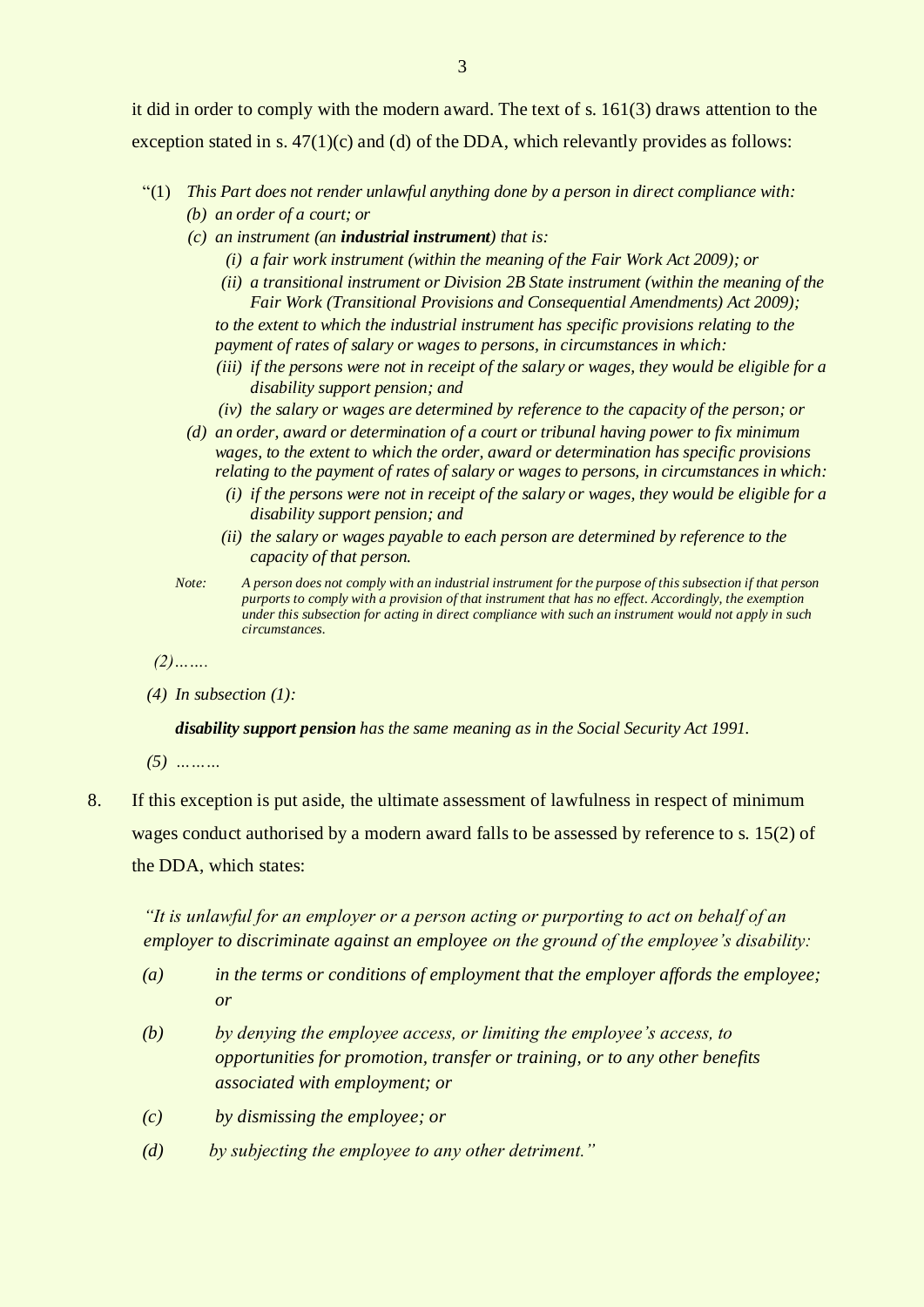it did in order to comply with the modern award. The text of s. 161(3) draws attention to the exception stated in s. 47(1)(c) and (d) of the DDA, which relevantly provides as follows:

> "(1) *This Part does not render unlawful anything done by a person in direct compliance with:*
>
> *(b) an order of a court; or*
>
> *(c) an instrument (an **industrial instrument**) that is:*
>
> *(i) a fair work instrument (within the meaning of the Fair Work Act 2009); or*
>
> *(ii) a transitional instrument or Division 2B State instrument (within the meaning of the Fair Work (Transitional Provisions and Consequential Amendments) Act 2009);*
>
> *to the extent to which the industrial instrument has specific provisions relating to the payment of rates of salary or wages to persons, in circumstances in which:*
>
> *(iii) if the persons were not in receipt of the salary or wages, they would be eligible for a disability support pension; and*
>
> *(iv) the salary or wages are determined by reference to the capacity of the person; or*
>
> *(d) an order, award or determination of a court or tribunal having power to fix minimum wages, to the extent to which the order, award or determination has specific provisions relating to the payment of rates of salary or wages to persons, in circumstances in which:*
>
> *(i) if the persons were not in receipt of the salary or wages, they would be eligible for a disability support pension; and*
>
> *(ii) the salary or wages payable to each person are determined by reference to the capacity of that person.*
>
> *Note: A person does not comply with an industrial instrument for the purpose of this subsection if that person purports to comply with a provision of that instrument that has no effect. Accordingly, the exemption under this subsection for acting in direct compliance with such an instrument would not apply in such circumstances.*
>
> *(2)…….*
>
> *(4) In subsection (1):*
>
> ***disability support pension** has the same meaning as in the Social Security Act 1991.*
>
> *(5) ………*

8. If this exception is put aside, the ultimate assessment of lawfulness in respect of minimum wages conduct authorised by a modern award falls to be assessed by reference to s. 15(2) of the DDA, which states:

> *"It is unlawful for an employer or a person acting or purporting to act on behalf of an employer to discriminate against an employee on the ground of the employee's disability:*
>
> *(a) in the terms or conditions of employment that the employer affords the employee; or*
>
> *(b) by denying the employee access, or limiting the employee's access, to opportunities for promotion, transfer or training, or to any other benefits associated with employment; or*
>
> *(c) by dismissing the employee; or*
>
> *(d) by subjecting the employee to any other detriment."*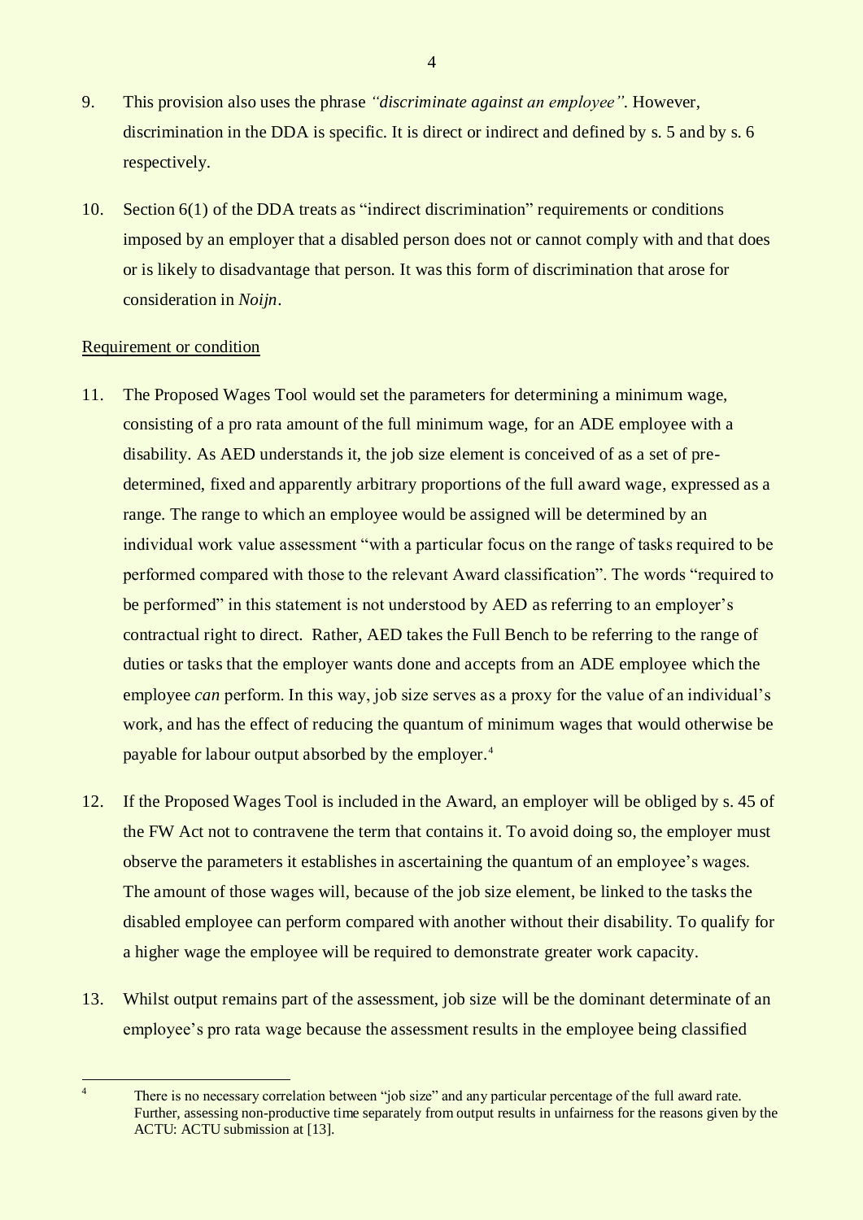9. This provision also uses the phrase *"discriminate against an employee"*. However, discrimination in the DDA is specific. It is direct or indirect and defined by s. 5 and by s. 6 respectively.

10. Section 6(1) of the DDA treats as "indirect discrimination" requirements or conditions imposed by an employer that a disabled person does not or cannot comply with and that does or is likely to disadvantage that person. It was this form of discrimination that arose for consideration in *Noijn*.

<u>Requirement or condition</u>

11. The Proposed Wages Tool would set the parameters for determining a minimum wage, consisting of a pro rata amount of the full minimum wage, for an ADE employee with a disability. As AED understands it, the job size element is conceived of as a set of pre-determined, fixed and apparently arbitrary proportions of the full award wage, expressed as a range. The range to which an employee would be assigned will be determined by an individual work value assessment "with a particular focus on the range of tasks required to be performed compared with those to the relevant Award classification". The words "required to be performed" in this statement is not understood by AED as referring to an employer's contractual right to direct. Rather, AED takes the Full Bench to be referring to the range of duties or tasks that the employer wants done and accepts from an ADE employee which the employee *can* perform. In this way, job size serves as a proxy for the value of an individual's work, and has the effect of reducing the quantum of minimum wages that would otherwise be payable for labour output absorbed by the employer.[4]

12. If the Proposed Wages Tool is included in the Award, an employer will be obliged by s. 45 of the FW Act not to contravene the term that contains it. To avoid doing so, the employer must observe the parameters it establishes in ascertaining the quantum of an employee's wages. The amount of those wages will, because of the job size element, be linked to the tasks the disabled employee can perform compared with another without their disability. To qualify for a higher wage the employee will be required to demonstrate greater work capacity.

13. Whilst output remains part of the assessment, job size will be the dominant determinate of an employee's pro rata wage because the assessment results in the employee being classified

---

[4] There is no necessary correlation between "job size" and any particular percentage of the full award rate. Further, assessing non-productive time separately from output results in unfairness for the reasons given by the ACTU: ACTU submission at [13].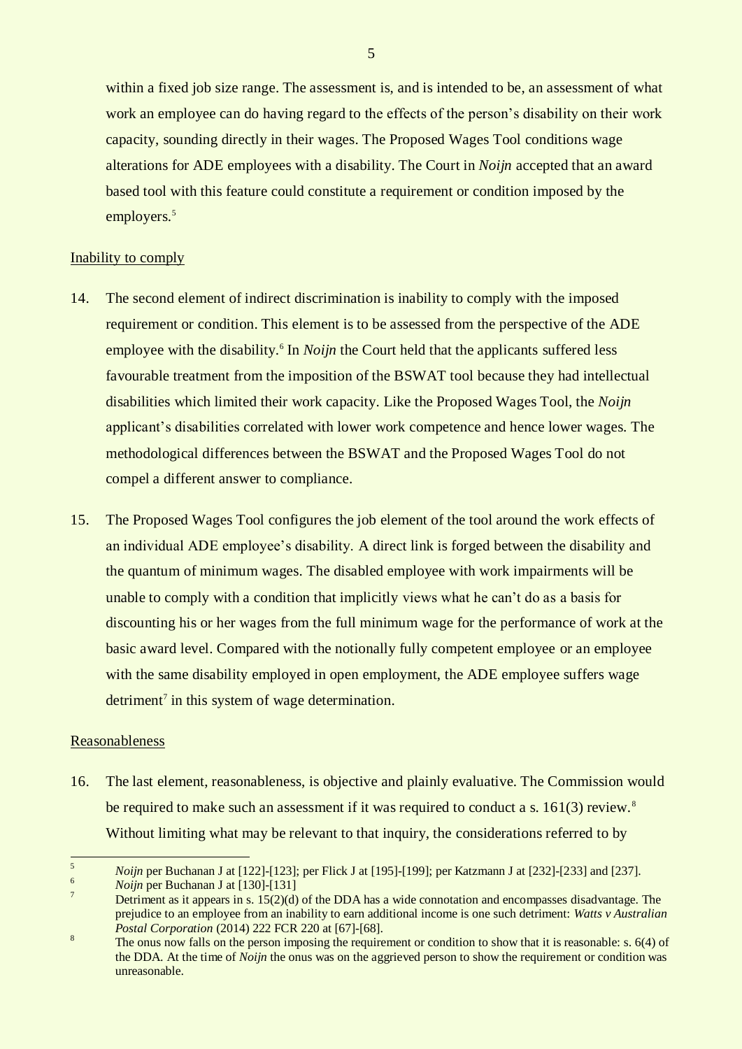within a fixed job size range. The assessment is, and is intended to be, an assessment of what work an employee can do having regard to the effects of the person's disability on their work capacity, sounding directly in their wages. The Proposed Wages Tool conditions wage alterations for ADE employees with a disability. The Court in *Noijn* accepted that an award based tool with this feature could constitute a requirement or condition imposed by the employers.[5]

Inability to comply

14. The second element of indirect discrimination is inability to comply with the imposed requirement or condition. This element is to be assessed from the perspective of the ADE employee with the disability.[6] In *Noijn* the Court held that the applicants suffered less favourable treatment from the imposition of the BSWAT tool because they had intellectual disabilities which limited their work capacity. Like the Proposed Wages Tool, the *Noijn* applicant's disabilities correlated with lower work competence and hence lower wages. The methodological differences between the BSWAT and the Proposed Wages Tool do not compel a different answer to compliance.

15. The Proposed Wages Tool configures the job element of the tool around the work effects of an individual ADE employee's disability. A direct link is forged between the disability and the quantum of minimum wages. The disabled employee with work impairments will be unable to comply with a condition that implicitly views what he can't do as a basis for discounting his or her wages from the full minimum wage for the performance of work at the basic award level. Compared with the notionally fully competent employee or an employee with the same disability employed in open employment, the ADE employee suffers wage detriment[7] in this system of wage determination.

Reasonableness

16. The last element, reasonableness, is objective and plainly evaluative. The Commission would be required to make such an assessment if it was required to conduct a s. 161(3) review.[8] Without limiting what may be relevant to that inquiry, the considerations referred to by

---

[5] *Noijn* per Buchanan J at [122]-[123]; per Flick J at [195]-[199]; per Katzmann J at [232]-[233] and [237].

[6] *Noijn* per Buchanan J at [130]-[131]

[7] Detriment as it appears in s. 15(2)(d) of the DDA has a wide connotation and encompasses disadvantage. The prejudice to an employee from an inability to earn additional income is one such detriment: *Watts v Australian Postal Corporation* (2014) 222 FCR 220 at [67]-[68].

[8] The onus now falls on the person imposing the requirement or condition to show that it is reasonable: s. 6(4) of the DDA. At the time of *Noijn* the onus was on the aggrieved person to show the requirement or condition was unreasonable.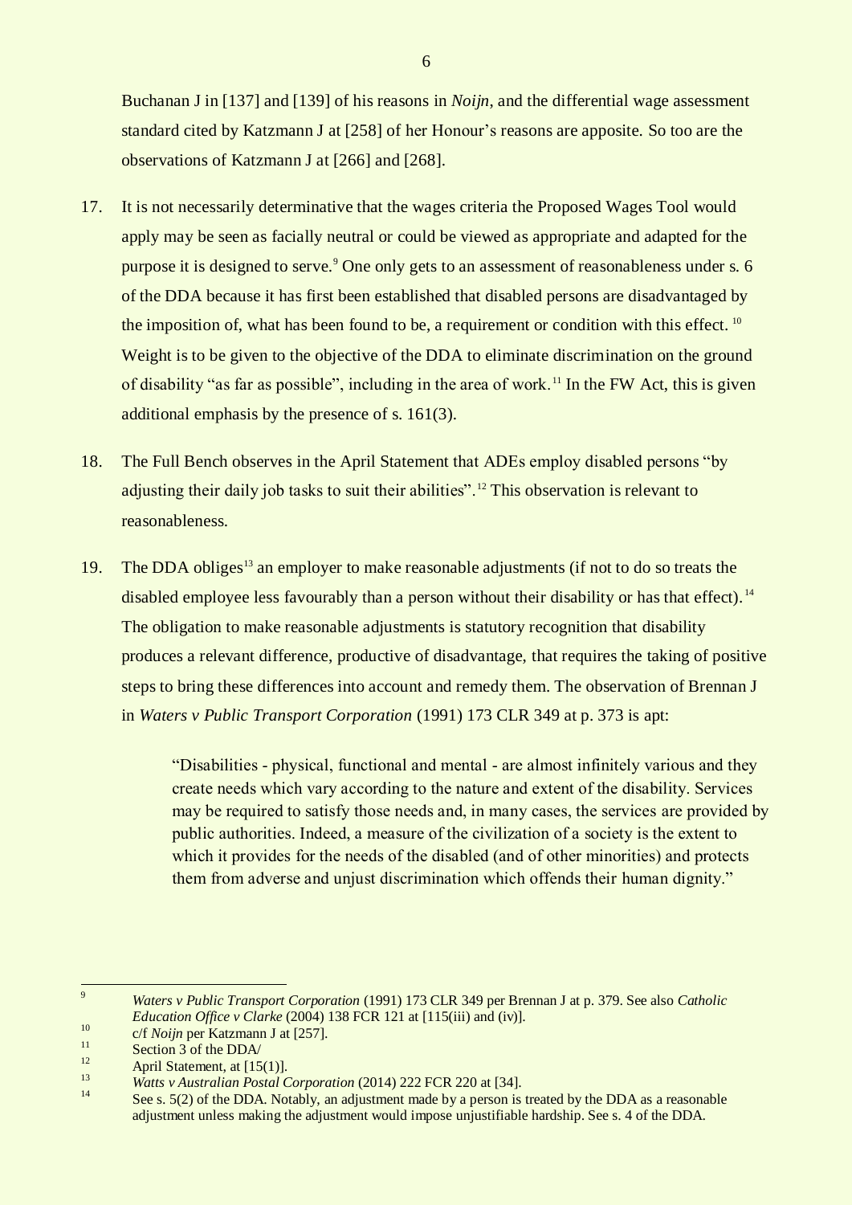Buchanan J in [137] and [139] of his reasons in *Noijn*, and the differential wage assessment standard cited by Katzmann J at [258] of her Honour's reasons are apposite. So too are the observations of Katzmann J at [266] and [268].

17. It is not necessarily determinative that the wages criteria the Proposed Wages Tool would apply may be seen as facially neutral or could be viewed as appropriate and adapted for the purpose it is designed to serve.[9] One only gets to an assessment of reasonableness under s. 6 of the DDA because it has first been established that disabled persons are disadvantaged by the imposition of, what has been found to be, a requirement or condition with this effect.[10] Weight is to be given to the objective of the DDA to eliminate discrimination on the ground of disability "as far as possible", including in the area of work.[11] In the FW Act, this is given additional emphasis by the presence of s. 161(3).

18. The Full Bench observes in the April Statement that ADEs employ disabled persons "by adjusting their daily job tasks to suit their abilities".[12] This observation is relevant to reasonableness.

19. The DDA obliges[13] an employer to make reasonable adjustments (if not to do so treats the disabled employee less favourably than a person without their disability or has that effect).[14] The obligation to make reasonable adjustments is statutory recognition that disability produces a relevant difference, productive of disadvantage, that requires the taking of positive steps to bring these differences into account and remedy them. The observation of Brennan J in *Waters v Public Transport Corporation* (1991) 173 CLR 349 at p. 373 is apt:

> "Disabilities - physical, functional and mental - are almost infinitely various and they create needs which vary according to the nature and extent of the disability. Services may be required to satisfy those needs and, in many cases, the services are provided by public authorities. Indeed, a measure of the civilization of a society is the extent to which it provides for the needs of the disabled (and of other minorities) and protects them from adverse and unjust discrimination which offends their human dignity."

---

[9] *Waters v Public Transport Corporation* (1991) 173 CLR 349 per Brennan J at p. 379. See also *Catholic Education Office v Clarke* (2004) 138 FCR 121 at [115(iii) and (iv)].

[10] c/f *Noijn* per Katzmann J at [257].

[11] Section 3 of the DDA/

[12] April Statement, at [15(1)].

[13] *Watts v Australian Postal Corporation* (2014) 222 FCR 220 at [34].

[14] See s. 5(2) of the DDA. Notably, an adjustment made by a person is treated by the DDA as a reasonable adjustment unless making the adjustment would impose unjustifiable hardship. See s. 4 of the DDA.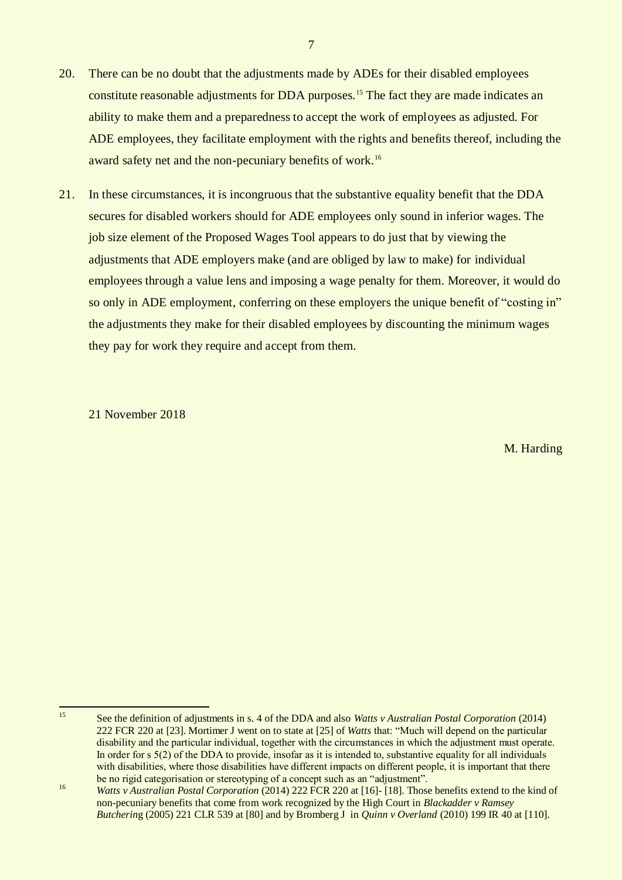20. There can be no doubt that the adjustments made by ADEs for their disabled employees constitute reasonable adjustments for DDA purposes.[15] The fact they are made indicates an ability to make them and a preparedness to accept the work of employees as adjusted. For ADE employees, they facilitate employment with the rights and benefits thereof, including the award safety net and the non-pecuniary benefits of work.[16]

21. In these circumstances, it is incongruous that the substantive equality benefit that the DDA secures for disabled workers should for ADE employees only sound in inferior wages. The job size element of the Proposed Wages Tool appears to do just that by viewing the adjustments that ADE employers make (and are obliged by law to make) for individual employees through a value lens and imposing a wage penalty for them. Moreover, it would do so only in ADE employment, conferring on these employers the unique benefit of "costing in" the adjustments they make for their disabled employees by discounting the minimum wages they pay for work they require and accept from them.

21 November 2018

M. Harding

---

[15] See the definition of adjustments in s. 4 of the DDA and also *Watts v Australian Postal Corporation* (2014) 222 FCR 220 at [23]. Mortimer J went on to state at [25] of *Watts* that: "Much will depend on the particular disability and the particular individual, together with the circumstances in which the adjustment must operate. In order for s 5(2) of the DDA to provide, insofar as it is intended to, substantive equality for all individuals with disabilities, where those disabilities have different impacts on different people, it is important that there be no rigid categorisation or stereotyping of a concept such as an "adjustment".

[16] *Watts v Australian Postal Corporation* (2014) 222 FCR 220 at [16]- [18]. Those benefits extend to the kind of non-pecuniary benefits that come from work recognized by the High Court in *Blackadder v Ramsey Butchering* (2005) 221 CLR 539 at [80] and by Bromberg J in *Quinn v Overland* (2010) 199 IR 40 at [110].